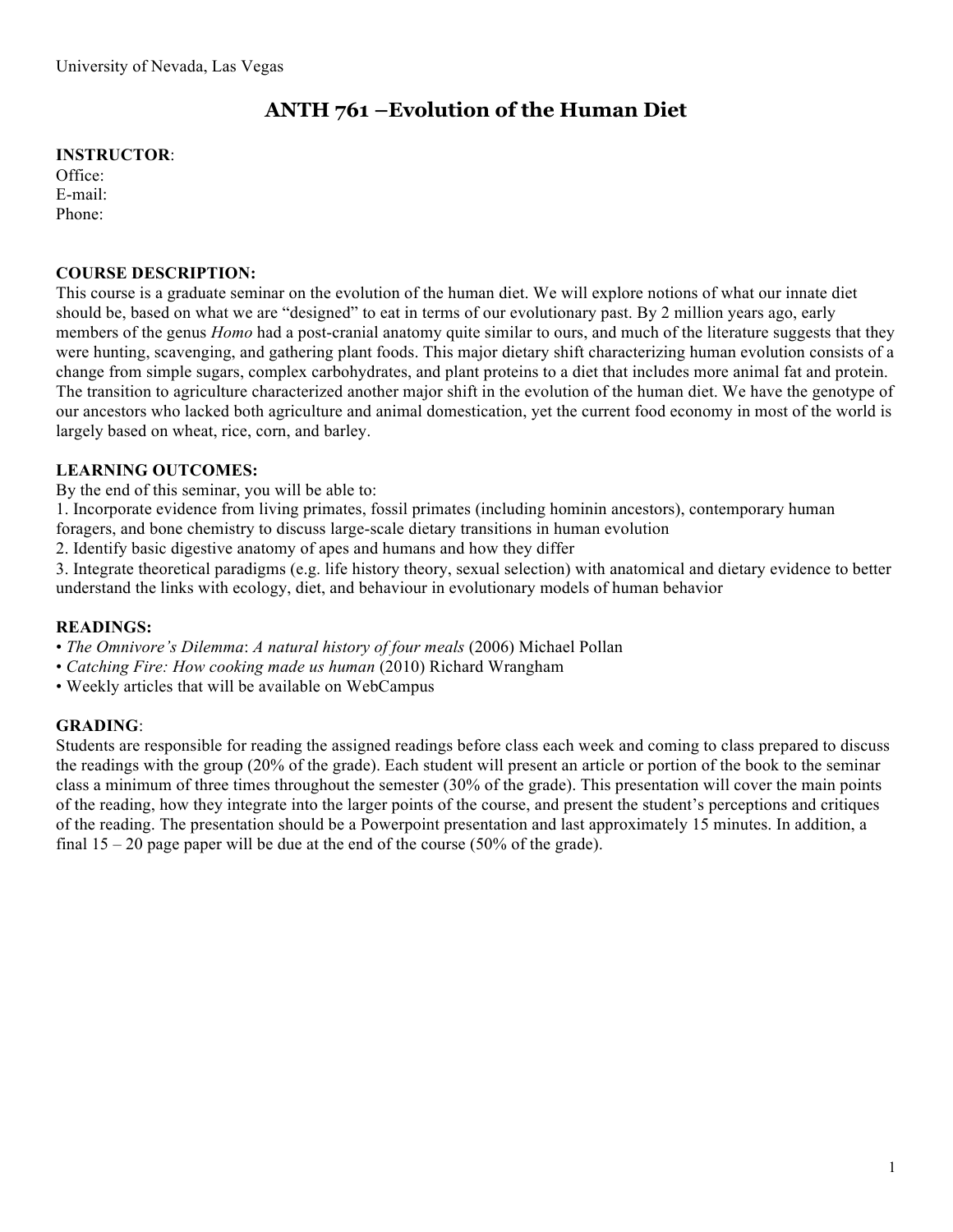University of Nevada, Las Vegas

# ANTH 761 –Evolution of the Human Diet

**INSTRUCTOR**:
Office:
E-mail:
Phone:

**COURSE DESCRIPTION:**
This course is a graduate seminar on the evolution of the human diet. We will explore notions of what our innate diet should be, based on what we are "designed" to eat in terms of our evolutionary past. By 2 million years ago, early members of the genus *Homo* had a post-cranial anatomy quite similar to ours, and much of the literature suggests that they were hunting, scavenging, and gathering plant foods. This major dietary shift characterizing human evolution consists of a change from simple sugars, complex carbohydrates, and plant proteins to a diet that includes more animal fat and protein. The transition to agriculture characterized another major shift in the evolution of the human diet. We have the genotype of our ancestors who lacked both agriculture and animal domestication, yet the current food economy in most of the world is largely based on wheat, rice, corn, and barley.

**LEARNING OUTCOMES:**
By the end of this seminar, you will be able to:
1. Incorporate evidence from living primates, fossil primates (including hominin ancestors), contemporary human foragers, and bone chemistry to discuss large-scale dietary transitions in human evolution
2. Identify basic digestive anatomy of apes and humans and how they differ
3. Integrate theoretical paradigms (e.g. life history theory, sexual selection) with anatomical and dietary evidence to better understand the links with ecology, diet, and behaviour in evolutionary models of human behavior

**READINGS:**
- *The Omnivore's Dilemma*: *A natural history of four meals* (2006) Michael Pollan
- *Catching Fire: How cooking made us human* (2010) Richard Wrangham
- Weekly articles that will be available on WebCampus

**GRADING**:
Students are responsible for reading the assigned readings before class each week and coming to class prepared to discuss the readings with the group (20% of the grade). Each student will present an article or portion of the book to the seminar class a minimum of three times throughout the semester (30% of the grade). This presentation will cover the main points of the reading, how they integrate into the larger points of the course, and present the student's perceptions and critiques of the reading. The presentation should be a Powerpoint presentation and last approximately 15 minutes. In addition, a final 15 – 20 page paper will be due at the end of the course (50% of the grade).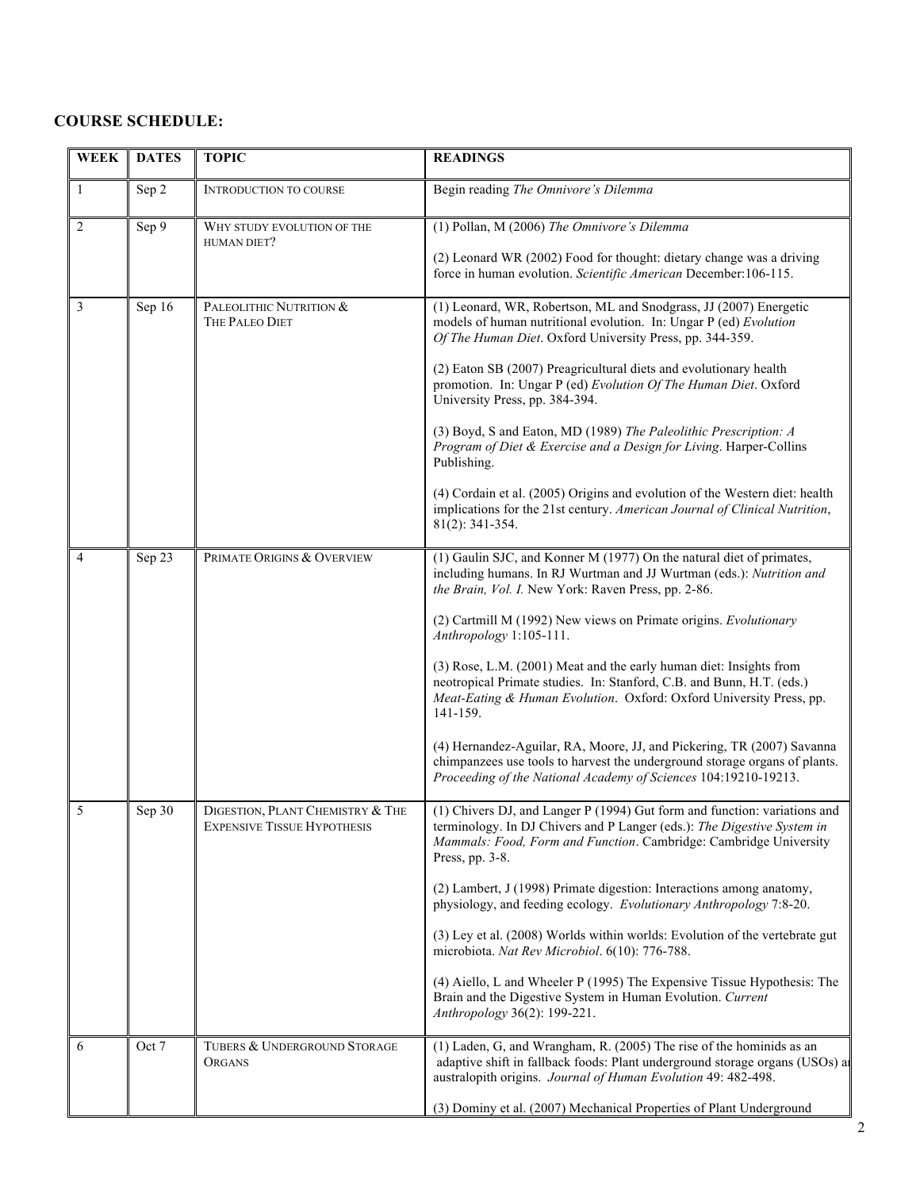## COURSE SCHEDULE:

| WEEK | DATES | TOPIC | READINGS |
|---|---|---|---|
| 1 | Sep 2 | INTRODUCTION TO COURSE | Begin reading *The Omnivore's Dilemma* |
| 2 | Sep 9 | WHY STUDY EVOLUTION OF THE HUMAN DIET? | (1) Pollan, M (2006) *The Omnivore's Dilemma*<br><br>(2) Leonard WR (2002) Food for thought: dietary change was a driving force in human evolution. *Scientific American* December:106-115. |
| 3 | Sep 16 | PALEOLITHIC NUTRITION & THE PALEO DIET | (1) Leonard, WR, Robertson, ML and Snodgrass, JJ (2007) Energetic models of human nutritional evolution. In: Ungar P (ed) *Evolution Of The Human Diet*. Oxford University Press, pp. 344-359.<br><br>(2) Eaton SB (2007) Preagricultural diets and evolutionary health promotion. In: Ungar P (ed) *Evolution Of The Human Diet*. Oxford University Press, pp. 384-394.<br><br>(3) Boyd, S and Eaton, MD (1989) *The Paleolithic Prescription: A Program of Diet & Exercise and a Design for Living*. Harper-Collins Publishing.<br><br>(4) Cordain et al. (2005) Origins and evolution of the Western diet: health implications for the 21st century. *American Journal of Clinical Nutrition*, 81(2): 341-354. |
| 4 | Sep 23 | PRIMATE ORIGINS & OVERVIEW | (1) Gaulin SJC, and Konner M (1977) On the natural diet of primates, including humans. In RJ Wurtman and JJ Wurtman (eds.): *Nutrition and the Brain, Vol. I.* New York: Raven Press, pp. 2-86.<br><br>(2) Cartmill M (1992) New views on Primate origins. *Evolutionary Anthropology* 1:105-111.<br><br>(3) Rose, L.M. (2001) Meat and the early human diet: Insights from neotropical Primate studies. In: Stanford, C.B. and Bunn, H.T. (eds.) *Meat-Eating & Human Evolution*. Oxford: Oxford University Press, pp. 141-159.<br><br>(4) Hernandez-Aguilar, RA, Moore, JJ, and Pickering, TR (2007) Savanna chimpanzees use tools to harvest the underground storage organs of plants. *Proceeding of the National Academy of Sciences* 104:19210-19213. |
| 5 | Sep 30 | DIGESTION, PLANT CHEMISTRY & THE EXPENSIVE TISSUE HYPOTHESIS | (1) Chivers DJ, and Langer P (1994) Gut form and function: variations and terminology. In DJ Chivers and P Langer (eds.): *The Digestive System in Mammals: Food, Form and Function*. Cambridge: Cambridge University Press, pp. 3-8.<br><br>(2) Lambert, J (1998) Primate digestion: Interactions among anatomy, physiology, and feeding ecology. *Evolutionary Anthropology* 7:8-20.<br><br>(3) Ley et al. (2008) Worlds within worlds: Evolution of the vertebrate gut microbiota. *Nat Rev Microbiol*. 6(10): 776-788.<br><br>(4) Aiello, L and Wheeler P (1995) The Expensive Tissue Hypothesis: The Brain and the Digestive System in Human Evolution. *Current Anthropology* 36(2): 199-221. |
| 6 | Oct 7 | TUBERS & UNDERGROUND STORAGE ORGANS | (1) Laden, G, and Wrangham, R. (2005) The rise of the hominids as an adaptive shift in fallback foods: Plant underground storage organs (USOs) a australopith origins. *Journal of Human Evolution* 49: 482-498.<br><br>(3) Dominy et al. (2007) Mechanical Properties of Plant Underground |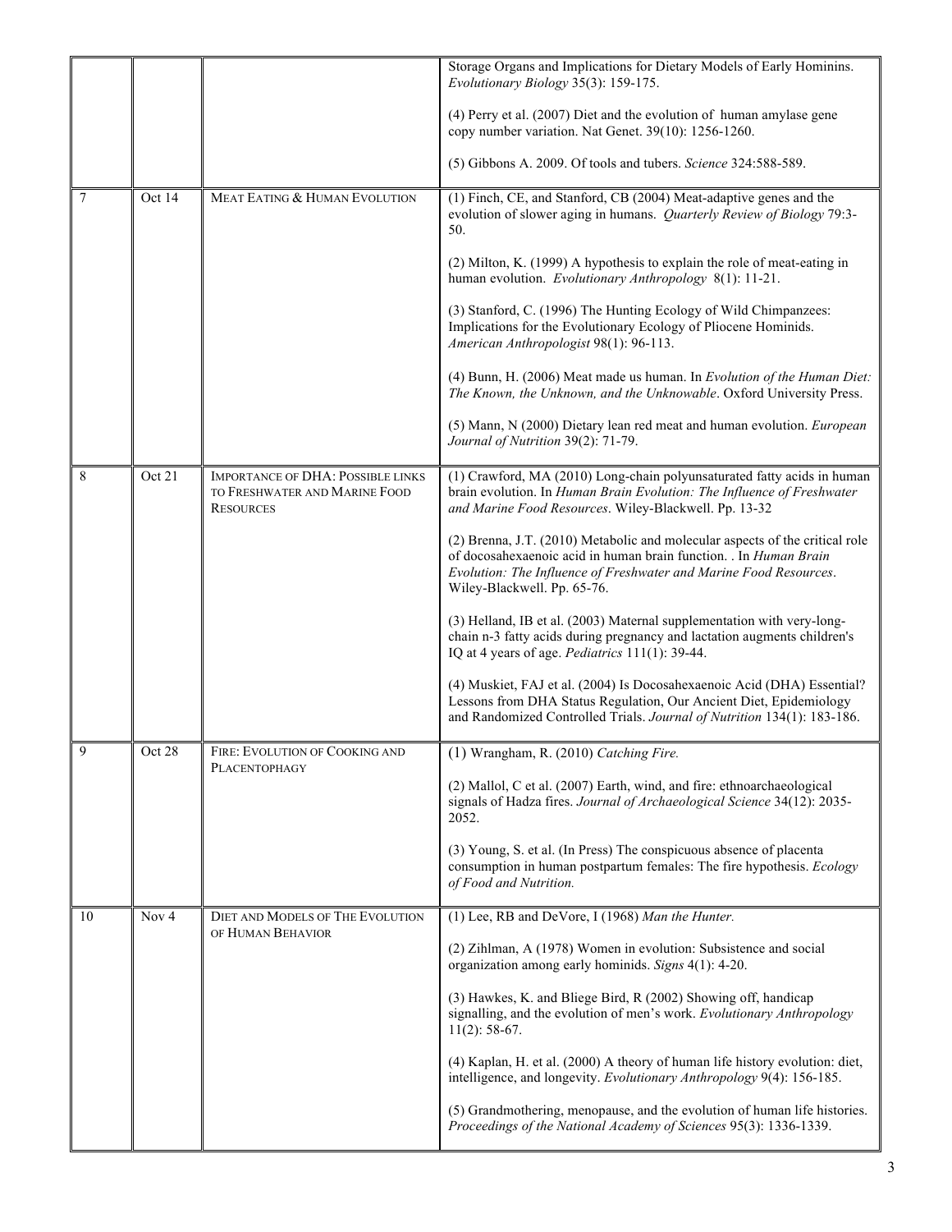| | | | |
|---|---|---|---|
| | | | Storage Organs and Implications for Dietary Models of Early Hominins. *Evolutionary Biology* 35(3): 159-175.<br><br>(4) Perry et al. (2007) Diet and the evolution of human amylase gene copy number variation. Nat Genet. 39(10): 1256-1260.<br><br>(5) Gibbons A. 2009. Of tools and tubers. *Science* 324:588-589. |
| 7 | Oct 14 | MEAT EATING & HUMAN EVOLUTION | (1) Finch, CE, and Stanford, CB (2004) Meat-adaptive genes and the evolution of slower aging in humans. *Quarterly Review of Biology* 79:3-50.<br><br>(2) Milton, K. (1999) A hypothesis to explain the role of meat-eating in human evolution. *Evolutionary Anthropology* 8(1): 11-21.<br><br>(3) Stanford, C. (1996) The Hunting Ecology of Wild Chimpanzees: Implications for the Evolutionary Ecology of Pliocene Hominids. *American Anthropologist* 98(1): 96-113.<br><br>(4) Bunn, H. (2006) Meat made us human. In *Evolution of the Human Diet: The Known, the Unknown, and the Unknowable*. Oxford University Press.<br><br>(5) Mann, N (2000) Dietary lean red meat and human evolution. *European Journal of Nutrition* 39(2): 71-79. |
| 8 | Oct 21 | IMPORTANCE OF DHA: POSSIBLE LINKS TO FRESHWATER AND MARINE FOOD RESOURCES | (1) Crawford, MA (2010) Long-chain polyunsaturated fatty acids in human brain evolution. In *Human Brain Evolution: The Influence of Freshwater and Marine Food Resources*. Wiley-Blackwell. Pp. 13-32<br><br>(2) Brenna, J.T. (2010) Metabolic and molecular aspects of the critical role of docosahexaenoic acid in human brain function. . In *Human Brain Evolution: The Influence of Freshwater and Marine Food Resources*. Wiley-Blackwell. Pp. 65-76.<br><br>(3) Helland, IB et al. (2003) Maternal supplementation with very-long-chain n-3 fatty acids during pregnancy and lactation augments children's IQ at 4 years of age. *Pediatrics* 111(1): 39-44.<br><br>(4) Muskiet, FAJ et al. (2004) Is Docosahexaenoic Acid (DHA) Essential? Lessons from DHA Status Regulation, Our Ancient Diet, Epidemiology and Randomized Controlled Trials. *Journal of Nutrition* 134(1): 183-186. |
| 9 | Oct 28 | FIRE: EVOLUTION OF COOKING AND PLACENTOPHAGY | (1) Wrangham, R. (2010) *Catching Fire.*<br><br>(2) Mallol, C et al. (2007) Earth, wind, and fire: ethnoarchaeological signals of Hadza fires. *Journal of Archaeological Science* 34(12): 2035-2052.<br><br>(3) Young, S. et al. (In Press) The conspicuous absence of placenta consumption in human postpartum females: The fire hypothesis. *Ecology of Food and Nutrition.* |
| 10 | Nov 4 | DIET AND MODELS OF THE EVOLUTION OF HUMAN BEHAVIOR | (1) Lee, RB and DeVore, I (1968) *Man the Hunter.*<br><br>(2) Zihlman, A (1978) Women in evolution: Subsistence and social organization among early hominids. *Signs* 4(1): 4-20.<br><br>(3) Hawkes, K. and Bliege Bird, R (2002) Showing off, handicap signalling, and the evolution of men's work. *Evolutionary Anthropology* 11(2): 58-67.<br><br>(4) Kaplan, H. et al. (2000) A theory of human life history evolution: diet, intelligence, and longevity. *Evolutionary Anthropology* 9(4): 156-185.<br><br>(5) Grandmothering, menopause, and the evolution of human life histories. *Proceedings of the National Academy of Sciences* 95(3): 1336-1339. |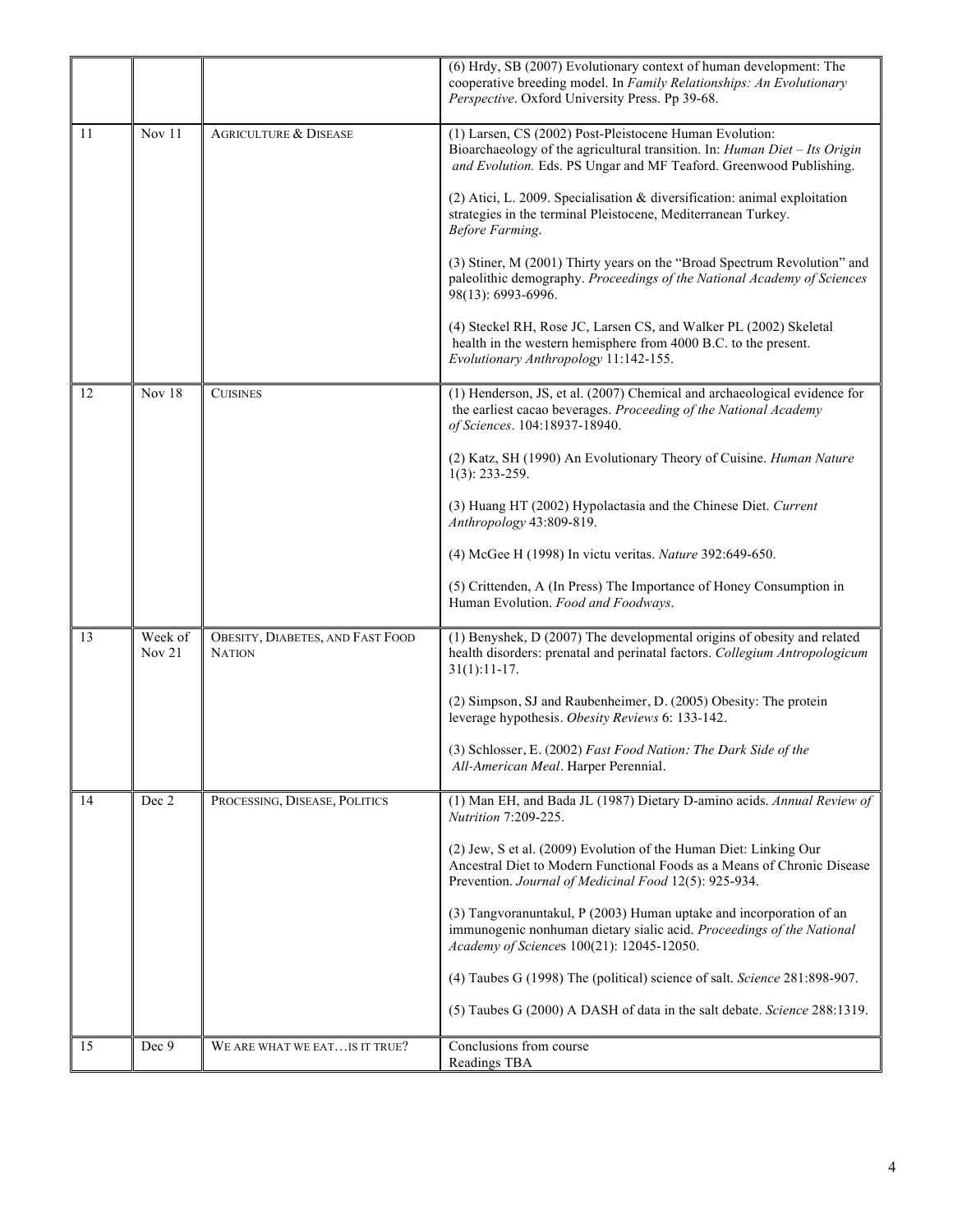| | | | |
|---|---|---|---|
| | | | (6) Hrdy, SB (2007) Evolutionary context of human development: The cooperative breeding model. In *Family Relationships: An Evolutionary Perspective*. Oxford University Press. Pp 39-68. |
| 11 | Nov 11 | AGRICULTURE & DISEASE | (1) Larsen, CS (2002) Post-Pleistocene Human Evolution: Bioarchaeology of the agricultural transition. In: *Human Diet – Its Origin and Evolution.* Eds. PS Ungar and MF Teaford. Greenwood Publishing.<br><br>(2) Atici, L. 2009. Specialisation & diversification: animal exploitation strategies in the terminal Pleistocene, Mediterranean Turkey. *Before Farming*.<br><br>(3) Stiner, M (2001) Thirty years on the "Broad Spectrum Revolution" and paleolithic demography. *Proceedings of the National Academy of Sciences* 98(13): 6993-6996.<br><br>(4) Steckel RH, Rose JC, Larsen CS, and Walker PL (2002) Skeletal health in the western hemisphere from 4000 B.C. to the present. *Evolutionary Anthropology* 11:142-155. |
| 12 | Nov 18 | CUISINES | (1) Henderson, JS, et al. (2007) Chemical and archaeological evidence for the earliest cacao beverages. *Proceeding of the National Academy of Sciences*. 104:18937-18940.<br><br>(2) Katz, SH (1990) An Evolutionary Theory of Cuisine. *Human Nature* 1(3): 233-259.<br><br>(3) Huang HT (2002) Hypolactasia and the Chinese Diet. *Current Anthropology* 43:809-819.<br><br>(4) McGee H (1998) In victu veritas. *Nature* 392:649-650.<br><br>(5) Crittenden, A (In Press) The Importance of Honey Consumption in Human Evolution. *Food and Foodways*. |
| 13 | Week of Nov 21 | OBESITY, DIABETES, AND FAST FOOD NATION | (1) Benyshek, D (2007) The developmental origins of obesity and related health disorders: prenatal and perinatal factors. *Collegium Antropologicum* 31(1):11-17.<br><br>(2) Simpson, SJ and Raubenheimer, D. (2005) Obesity: The protein leverage hypothesis. *Obesity Reviews* 6: 133-142.<br><br>(3) Schlosser, E. (2002) *Fast Food Nation: The Dark Side of the All-American Meal*. Harper Perennial. |
| 14 | Dec 2 | PROCESSING, DISEASE, POLITICS | (1) Man EH, and Bada JL (1987) Dietary D-amino acids. *Annual Review of Nutrition* 7:209-225.<br><br>(2) Jew, S et al. (2009) Evolution of the Human Diet: Linking Our Ancestral Diet to Modern Functional Foods as a Means of Chronic Disease Prevention. *Journal of Medicinal Food* 12(5): 925-934.<br><br>(3) Tangvoranuntakul, P (2003) Human uptake and incorporation of an immunogenic nonhuman dietary sialic acid. *Proceedings of the National Academy of Sciences* 100(21): 12045-12050.<br><br>(4) Taubes G (1998) The (political) science of salt. *Science* 281:898-907.<br><br>(5) Taubes G (2000) A DASH of data in the salt debate. *Science* 288:1319. |
| 15 | Dec 9 | WE ARE WHAT WE EAT…IS IT TRUE? | Conclusions from course<br>Readings TBA |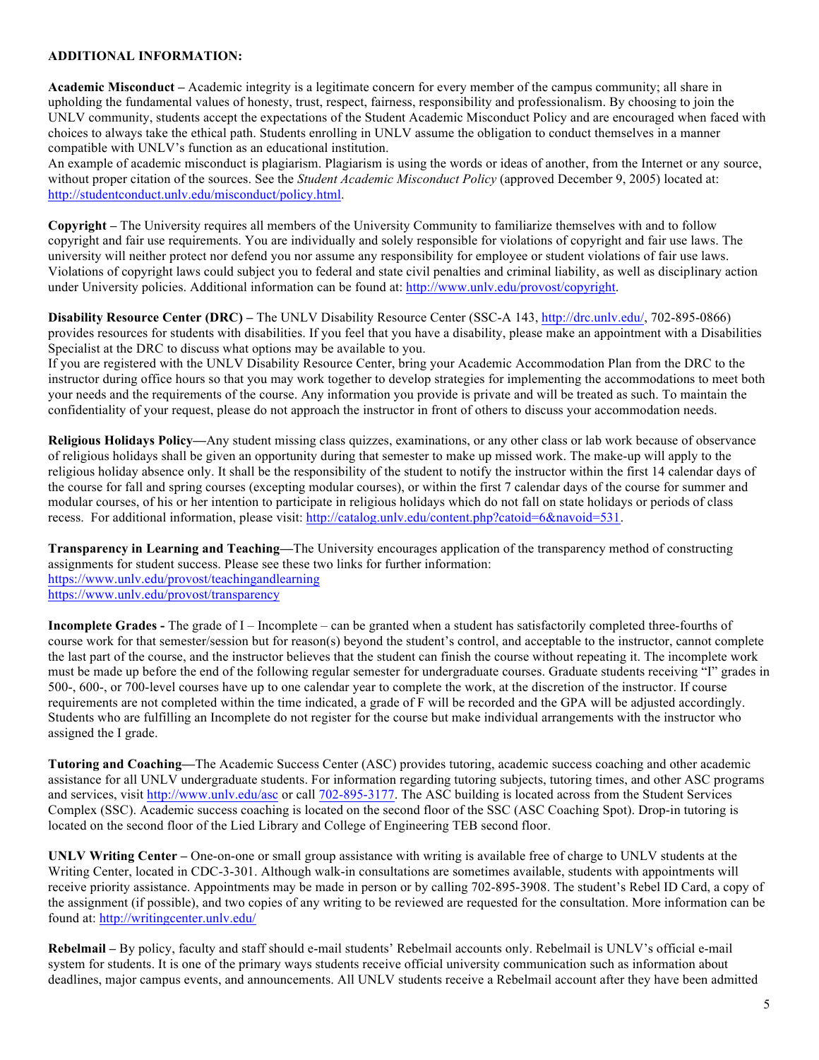**ADDITIONAL INFORMATION:**

**Academic Misconduct –** Academic integrity is a legitimate concern for every member of the campus community; all share in upholding the fundamental values of honesty, trust, respect, fairness, responsibility and professionalism. By choosing to join the UNLV community, students accept the expectations of the Student Academic Misconduct Policy and are encouraged when faced with choices to always take the ethical path. Students enrolling in UNLV assume the obligation to conduct themselves in a manner compatible with UNLV's function as an educational institution.
An example of academic misconduct is plagiarism. Plagiarism is using the words or ideas of another, from the Internet or any source, without proper citation of the sources. See the *Student Academic Misconduct Policy* (approved December 9, 2005) located at: http://studentconduct.unlv.edu/misconduct/policy.html.

**Copyright –** The University requires all members of the University Community to familiarize themselves with and to follow copyright and fair use requirements. You are individually and solely responsible for violations of copyright and fair use laws. The university will neither protect nor defend you nor assume any responsibility for employee or student violations of fair use laws. Violations of copyright laws could subject you to federal and state civil penalties and criminal liability, as well as disciplinary action under University policies. Additional information can be found at: http://www.unlv.edu/provost/copyright.

**Disability Resource Center (DRC) –** The UNLV Disability Resource Center (SSC-A 143, http://drc.unlv.edu/, 702-895-0866) provides resources for students with disabilities. If you feel that you have a disability, please make an appointment with a Disabilities Specialist at the DRC to discuss what options may be available to you.
If you are registered with the UNLV Disability Resource Center, bring your Academic Accommodation Plan from the DRC to the instructor during office hours so that you may work together to develop strategies for implementing the accommodations to meet both your needs and the requirements of the course. Any information you provide is private and will be treated as such. To maintain the confidentiality of your request, please do not approach the instructor in front of others to discuss your accommodation needs.

**Religious Holidays Policy—**Any student missing class quizzes, examinations, or any other class or lab work because of observance of religious holidays shall be given an opportunity during that semester to make up missed work. The make-up will apply to the religious holiday absence only. It shall be the responsibility of the student to notify the instructor within the first 14 calendar days of the course for fall and spring courses (excepting modular courses), or within the first 7 calendar days of the course for summer and modular courses, of his or her intention to participate in religious holidays which do not fall on state holidays or periods of class recess. For additional information, please visit: http://catalog.unlv.edu/content.php?catoid=6&navoid=531.

**Transparency in Learning and Teaching—**The University encourages application of the transparency method of constructing assignments for student success. Please see these two links for further information:
https://www.unlv.edu/provost/teachingandlearning
https://www.unlv.edu/provost/transparency

**Incomplete Grades -** The grade of I – Incomplete – can be granted when a student has satisfactorily completed three-fourths of course work for that semester/session but for reason(s) beyond the student's control, and acceptable to the instructor, cannot complete the last part of the course, and the instructor believes that the student can finish the course without repeating it. The incomplete work must be made up before the end of the following regular semester for undergraduate courses. Graduate students receiving "I" grades in 500-, 600-, or 700-level courses have up to one calendar year to complete the work, at the discretion of the instructor. If course requirements are not completed within the time indicated, a grade of F will be recorded and the GPA will be adjusted accordingly. Students who are fulfilling an Incomplete do not register for the course but make individual arrangements with the instructor who assigned the I grade.

**Tutoring and Coaching—**The Academic Success Center (ASC) provides tutoring, academic success coaching and other academic assistance for all UNLV undergraduate students. For information regarding tutoring subjects, tutoring times, and other ASC programs and services, visit http://www.unlv.edu/asc or call 702-895-3177. The ASC building is located across from the Student Services Complex (SSC). Academic success coaching is located on the second floor of the SSC (ASC Coaching Spot). Drop-in tutoring is located on the second floor of the Lied Library and College of Engineering TEB second floor.

**UNLV Writing Center –** One-on-one or small group assistance with writing is available free of charge to UNLV students at the Writing Center, located in CDC-3-301. Although walk-in consultations are sometimes available, students with appointments will receive priority assistance. Appointments may be made in person or by calling 702-895-3908. The student's Rebel ID Card, a copy of the assignment (if possible), and two copies of any writing to be reviewed are requested for the consultation. More information can be found at: http://writingcenter.unlv.edu/

**Rebelmail –** By policy, faculty and staff should e-mail students' Rebelmail accounts only. Rebelmail is UNLV's official e-mail system for students. It is one of the primary ways students receive official university communication such as information about deadlines, major campus events, and announcements. All UNLV students receive a Rebelmail account after they have been admitted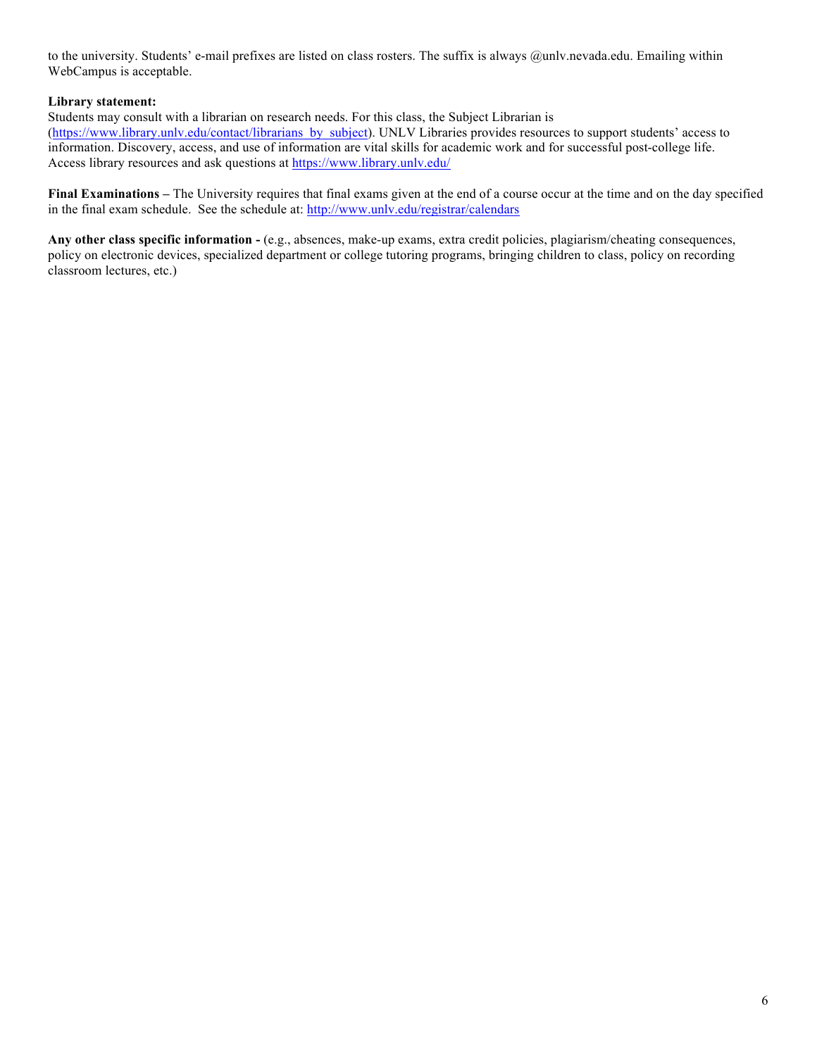to the university. Students' e-mail prefixes are listed on class rosters. The suffix is always @unlv.nevada.edu. Emailing within WebCampus is acceptable.

**Library statement:**
Students may consult with a librarian on research needs. For this class, the Subject Librarian is (https://www.library.unlv.edu/contact/librarians_by_subject). UNLV Libraries provides resources to support students' access to information. Discovery, access, and use of information are vital skills for academic work and for successful post-college life. Access library resources and ask questions at https://www.library.unlv.edu/

**Final Examinations –** The University requires that final exams given at the end of a course occur at the time and on the day specified in the final exam schedule. See the schedule at: http://www.unlv.edu/registrar/calendars

**Any other class specific information -** (e.g., absences, make-up exams, extra credit policies, plagiarism/cheating consequences, policy on electronic devices, specialized department or college tutoring programs, bringing children to class, policy on recording classroom lectures, etc.)